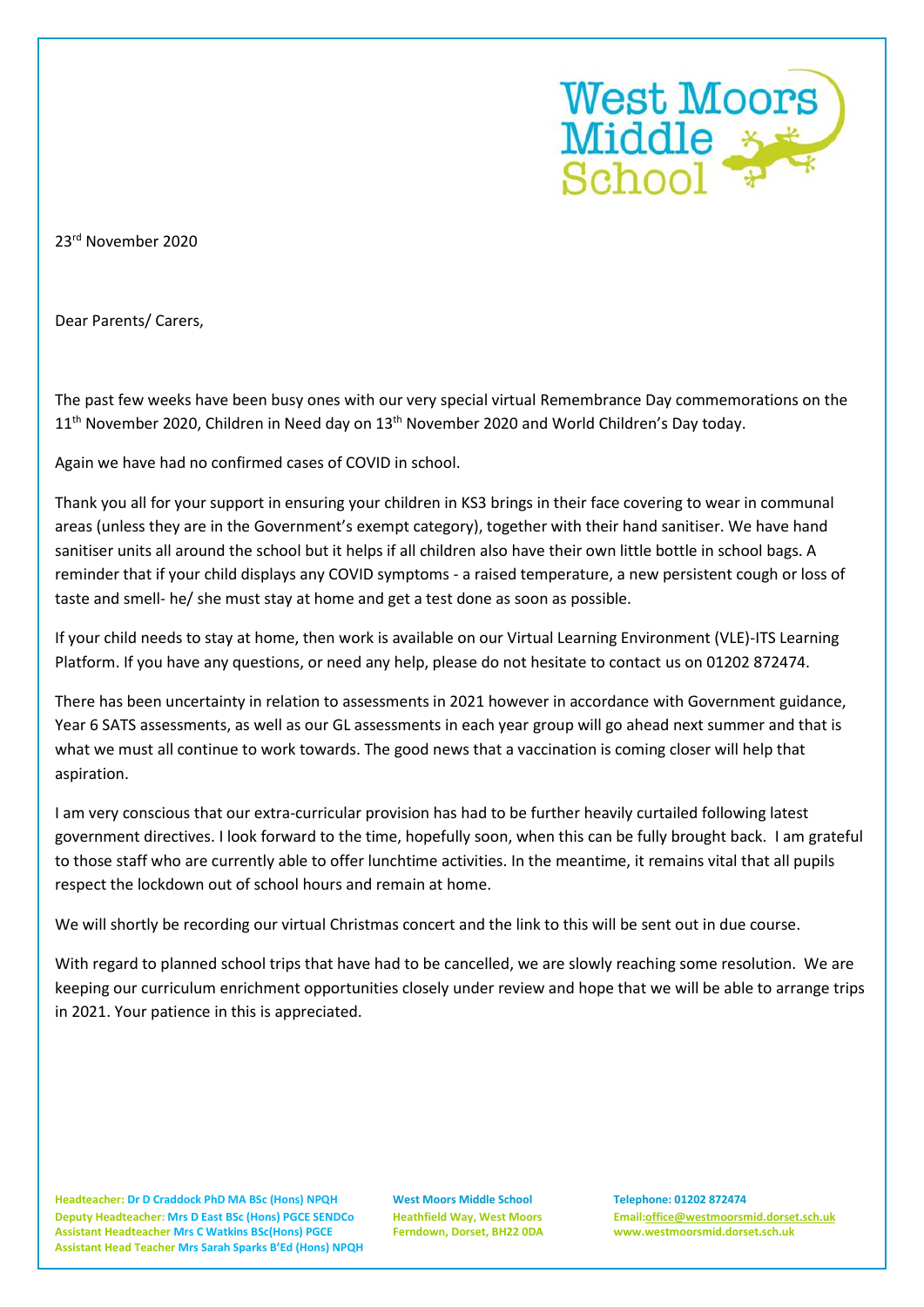23rd November 2020

Dear Parents/ Carers,

The past few weeks have been busy ones with our very special virtual Remembrance Day commemorations on the 11th November 2020, Children in Need day on 13th November 2020 and World Children's Day today.

Again we have had no confirmed cases of COVID in school.

Thank you all for your support in ensuring your children in KS3 brings in their face covering to wear in communal areas (unless they are in the Government's exempt category), together with their hand sanitiser. We have hand sanitiser units all around the school but it helps if all children also have their own little bottle in school bags. A reminder that if your child displays any COVID symptoms - a raised temperature, a new persistent cough or loss of taste and smell- he/ she must stay at home and get a test done as soon as possible.

If your child needs to stay at home, then work is available on our Virtual Learning Environment (VLE)-ITS Learning Platform. If you have any questions, or need any help, please do not hesitate to contact us on 01202 872474.

There has been uncertainty in relation to assessments in 2021 however in accordance with Government guidance, Year 6 SATS assessments, as well as our GL assessments in each year group will go ahead next summer and that is what we must all continue to work towards. The good news that a vaccination is coming closer will help that aspiration.

I am very conscious that our extra-curricular provision has had to be further heavily curtailed following latest government directives. I look forward to the time, hopefully soon, when this can be fully brought back. I am grateful to those staff who are currently able to offer lunchtime activities. In the meantime, it remains vital that all pupils respect the lockdown out of school hours and remain at home.

We will shortly be recording our virtual Christmas concert and the link to this will be sent out in due course.

With regard to planned school trips that have had to be cancelled, we are slowly reaching some resolution. We are keeping our curriculum enrichment opportunities closely under review and hope that we will be able to arrange trips in 2021. Your patience in this is appreciated.

**Headteacher:** Dr D Craddock PhD MA BSc (Hons) NPQH
**Deputy Headteacher:** Mrs D East BSc (Hons) PGCE SENDCo
**Assistant Headteacher** Mrs C Watkins BSc(Hons) PGCE
**Assistant Head Teacher** Mrs Sarah Sparks B'Ed (Hons) NPQH

**West Moors Middle School**
Heathfield Way, West Moors
Ferndown, Dorset, BH22 0DA

**Telephone:** 01202 872474
**Email:** office@westmoorsmid.dorset.sch.uk
www.westmoorsmid.dorset.sch.uk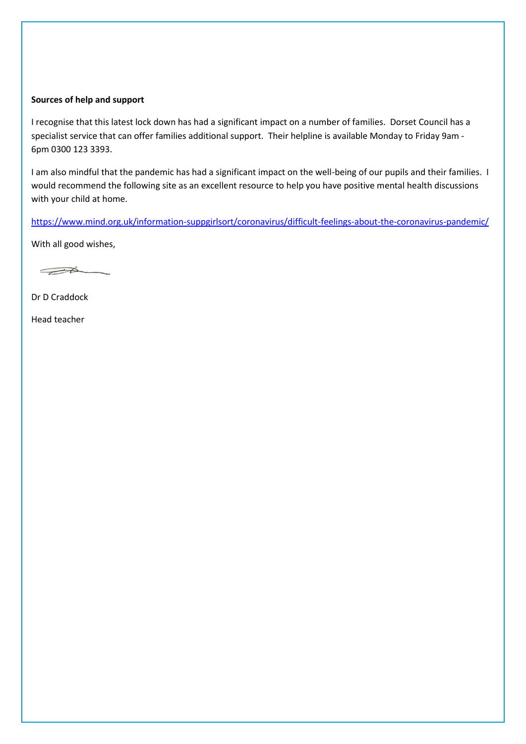**Sources of help and support**

I recognise that this latest lock down has had a significant impact on a number of families. Dorset Council has a specialist service that can offer families additional support. Their helpline is available Monday to Friday 9am - 6pm 0300 123 3393.

I am also mindful that the pandemic has had a significant impact on the well-being of our pupils and their families. I would recommend the following site as an excellent resource to help you have positive mental health discussions with your child at home.

https://www.mind.org.uk/information-suppgirlsort/coronavirus/difficult-feelings-about-the-coronavirus-pandemic/

With all good wishes,

Dr D Craddock

Head teacher